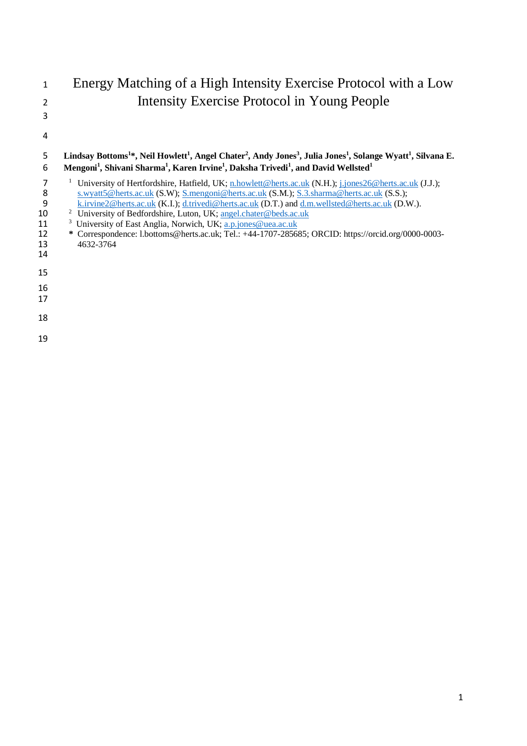# Energy Matching of a High Intensity Exercise Protocol with a Low Intensity Exercise Protocol in Young People

**Lindsay Bottoms[1]*, Neil Howlett[1], Angel Chater[2], Andy Jones[3], Julia Jones[1], Solange Wyatt[1], Silvana E. Mengoni[1], Shivani Sharma[1], Karen Irvine[1], Daksha Trivedi[1], and David Wellsted[1]**

[1] University of Hertfordshire, Hatfield, UK; n.howlett@herts.ac.uk (N.H.); j.jones26@herts.ac.uk (J.J.); s.wyatt5@herts.ac.uk (S.W); S.mengoni@herts.ac.uk (S.M.); S.3.sharma@herts.ac.uk (S.S.); k.irvine2@herts.ac.uk (K.I.); d.trivedi@herts.ac.uk (D.T.) and d.m.wellsted@herts.ac.uk (D.W.).

[2] University of Bedfordshire, Luton, UK; angel.chater@beds.ac.uk

[3] University of East Anglia, Norwich, UK; a.p.jones@uea.ac.uk

* Correspondence: l.bottoms@herts.ac.uk; Tel.: +44-1707-285685; ORCID: https://orcid.org/0000-0003-4632-3764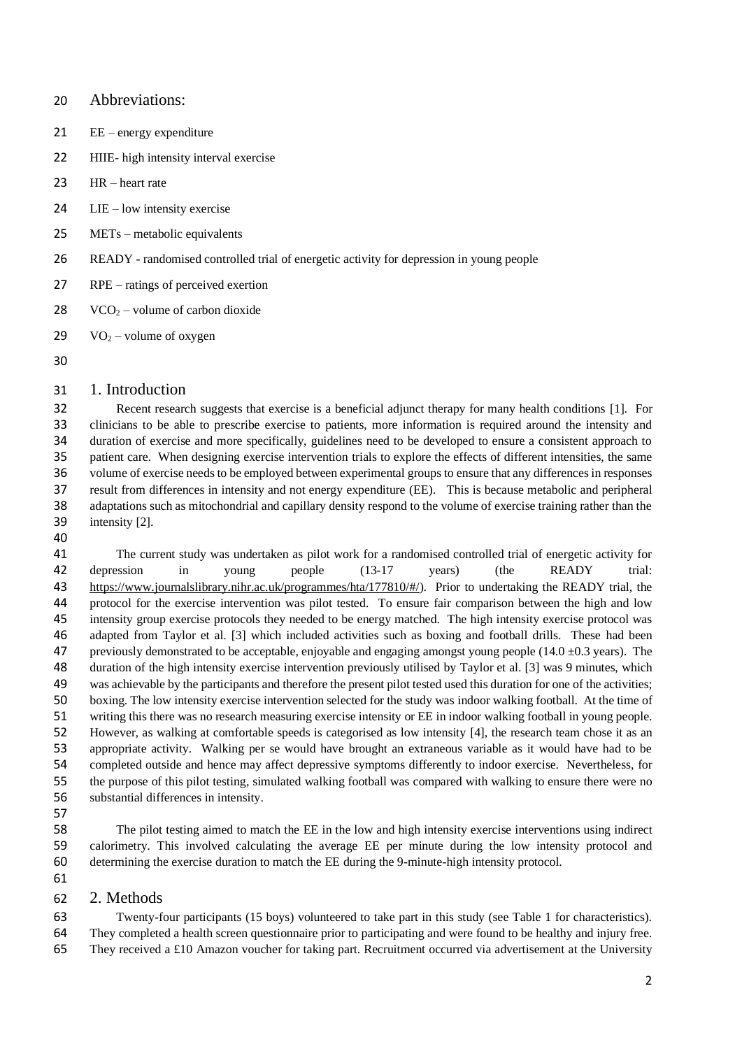## Abbreviations:

EE – energy expenditure

HIIE- high intensity interval exercise

HR – heart rate

LIE – low intensity exercise

METs – metabolic equivalents

READY - randomised controlled trial of energetic activity for depression in young people

RPE – ratings of perceived exertion

$VCO_2$ – volume of carbon dioxide

$VO_2$ – volume of oxygen

## 1. Introduction

Recent research suggests that exercise is a beneficial adjunct therapy for many health conditions [1]. For clinicians to be able to prescribe exercise to patients, more information is required around the intensity and duration of exercise and more specifically, guidelines need to be developed to ensure a consistent approach to patient care. When designing exercise intervention trials to explore the effects of different intensities, the same volume of exercise needs to be employed between experimental groups to ensure that any differences in responses result from differences in intensity and not energy expenditure (EE). This is because metabolic and peripheral adaptations such as mitochondrial and capillary density respond to the volume of exercise training rather than the intensity [2].

The current study was undertaken as pilot work for a randomised controlled trial of energetic activity for depression in young people (13-17 years) (the READY trial: https://www.journalslibrary.nihr.ac.uk/programmes/hta/177810/#/). Prior to undertaking the READY trial, the protocol for the exercise intervention was pilot tested. To ensure fair comparison between the high and low intensity group exercise protocols they needed to be energy matched. The high intensity exercise protocol was adapted from Taylor et al. [3] which included activities such as boxing and football drills. These had been previously demonstrated to be acceptable, enjoyable and engaging amongst young people (14.0 ±0.3 years). The duration of the high intensity exercise intervention previously utilised by Taylor et al. [3] was 9 minutes, which was achievable by the participants and therefore the present pilot tested used this duration for one of the activities; boxing. The low intensity exercise intervention selected for the study was indoor walking football. At the time of writing this there was no research measuring exercise intensity or EE in indoor walking football in young people. However, as walking at comfortable speeds is categorised as low intensity [4], the research team chose it as an appropriate activity. Walking per se would have brought an extraneous variable as it would have had to be completed outside and hence may affect depressive symptoms differently to indoor exercise. Nevertheless, for the purpose of this pilot testing, simulated walking football was compared with walking to ensure there were no substantial differences in intensity.

The pilot testing aimed to match the EE in the low and high intensity exercise interventions using indirect calorimetry. This involved calculating the average EE per minute during the low intensity protocol and determining the exercise duration to match the EE during the 9-minute-high intensity protocol.

## 2. Methods

Twenty-four participants (15 boys) volunteered to take part in this study (see Table 1 for characteristics). They completed a health screen questionnaire prior to participating and were found to be healthy and injury free. They received a £10 Amazon voucher for taking part. Recruitment occurred via advertisement at the University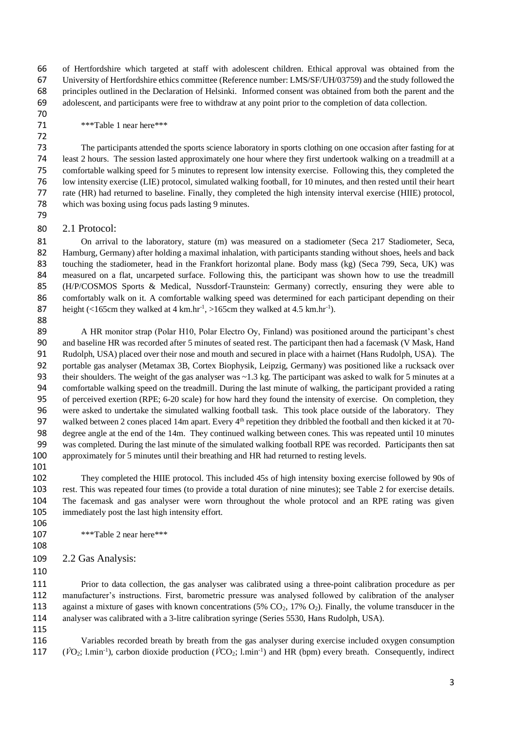of Hertfordshire which targeted at staff with adolescent children. Ethical approval was obtained from the University of Hertfordshire ethics committee (Reference number: LMS/SF/UH/03759) and the study followed the principles outlined in the Declaration of Helsinki. Informed consent was obtained from both the parent and the adolescent, and participants were free to withdraw at any point prior to the completion of data collection.

***Table 1 near here***

The participants attended the sports science laboratory in sports clothing on one occasion after fasting for at least 2 hours. The session lasted approximately one hour where they first undertook walking on a treadmill at a comfortable walking speed for 5 minutes to represent low intensity exercise. Following this, they completed the low intensity exercise (LIE) protocol, simulated walking football, for 10 minutes, and then rested until their heart rate (HR) had returned to baseline. Finally, they completed the high intensity interval exercise (HIIE) protocol, which was boxing using focus pads lasting 9 minutes.

## 2.1 Protocol:

On arrival to the laboratory, stature (m) was measured on a stadiometer (Seca 217 Stadiometer, Seca, Hamburg, Germany) after holding a maximal inhalation, with participants standing without shoes, heels and back touching the stadiometer, head in the Frankfort horizontal plane. Body mass (kg) (Seca 799, Seca, UK) was measured on a flat, uncarpeted surface. Following this, the participant was shown how to use the treadmill (H/P/COSMOS Sports & Medical, Nussdorf-Traunstein: Germany) correctly, ensuring they were able to comfortably walk on it. A comfortable walking speed was determined for each participant depending on their height (<165cm they walked at 4 $km.hr^{-1}$, >165cm they walked at 4.5 $km.hr^{-1}$).

A HR monitor strap (Polar H10, Polar Electro Oy, Finland) was positioned around the participant's chest and baseline HR was recorded after 5 minutes of seated rest. The participant then had a facemask (V Mask, Hand Rudolph, USA) placed over their nose and mouth and secured in place with a hairnet (Hans Rudolph, USA). The portable gas analyser (Metamax 3B, Cortex Biophysik, Leipzig, Germany) was positioned like a rucksack over their shoulders. The weight of the gas analyser was ~1.3 kg. The participant was asked to walk for 5 minutes at a comfortable walking speed on the treadmill. During the last minute of walking, the participant provided a rating of perceived exertion (RPE; 6-20 scale) for how hard they found the intensity of exercise. On completion, they were asked to undertake the simulated walking football task. This took place outside of the laboratory. They walked between 2 cones placed 14m apart. Every 4th repetition they dribbled the football and then kicked it at 70-degree angle at the end of the 14m. They continued walking between cones. This was repeated until 10 minutes was completed. During the last minute of the simulated walking football RPE was recorded. Participants then sat approximately for 5 minutes until their breathing and HR had returned to resting levels.

They completed the HIIE protocol. This included 45s of high intensity boxing exercise followed by 90s of rest. This was repeated four times (to provide a total duration of nine minutes); see Table 2 for exercise details. The facemask and gas analyser were worn throughout the whole protocol and an RPE rating was given immediately post the last high intensity effort.

***Table 2 near here***

## 2.2 Gas Analysis:

Prior to data collection, the gas analyser was calibrated using a three-point calibration procedure as per manufacturer's instructions. First, barometric pressure was analysed followed by calibration of the analyser against a mixture of gases with known concentrations (5% $CO_2$, 17% $O_2$). Finally, the volume transducer in the analyser was calibrated with a 3-litre calibration syringe (Series 5530, Hans Rudolph, USA).

Variables recorded breath by breath from the gas analyser during exercise included oxygen consumption ($\dot{V}O_2$; $l.min^{-1}$), carbon dioxide production ($\dot{V}CO_2$; $l.min^{-1}$) and HR (bpm) every breath. Consequently, indirect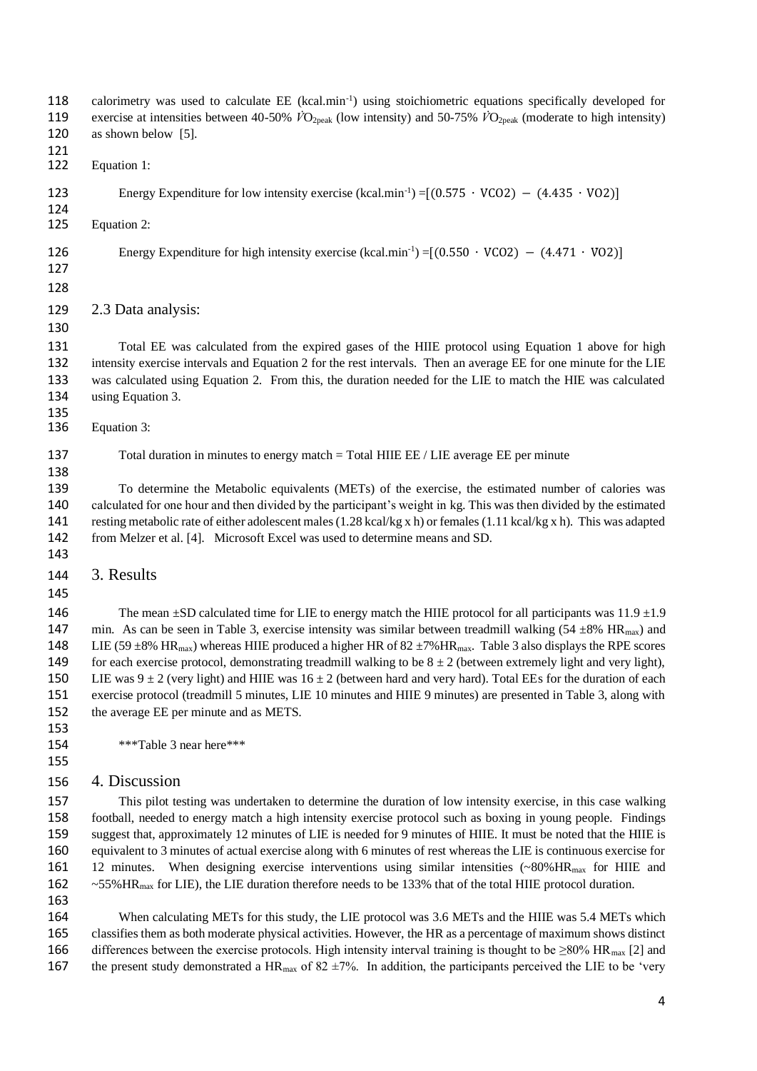calorimetry was used to calculate EE (kcal.min$^{-1}$) using stoichiometric equations specifically developed for exercise at intensities between 40-50% $\dot{V}O_{2peak}$ (low intensity) and 50-75% $\dot{V}O_{2peak}$ (moderate to high intensity) as shown below [5].

Equation 1:

$$\text{Energy Expenditure for low intensity exercise (kcal.min}^{-1}) = [(0.575 \cdot VCO2) - (4.435 \cdot VO2)]$$

Equation 2:

$$\text{Energy Expenditure for high intensity exercise (kcal.min}^{-1}) = [(0.550 \cdot VCO2) - (4.471 \cdot VO2)]$$

## 2.3 Data analysis:

Total EE was calculated from the expired gases of the HIIE protocol using Equation 1 above for high intensity exercise intervals and Equation 2 for the rest intervals. Then an average EE for one minute for the LIE was calculated using Equation 2. From this, the duration needed for the LIE to match the HIE was calculated using Equation 3.

Equation 3:

$$\text{Total duration in minutes to energy match} = \text{Total HIIE EE / LIE average EE per minute}$$

To determine the Metabolic equivalents (METs) of the exercise, the estimated number of calories was calculated for one hour and then divided by the participant's weight in kg. This was then divided by the estimated resting metabolic rate of either adolescent males (1.28 kcal/kg x h) or females (1.11 kcal/kg x h). This was adapted from Melzer et al. [4]. Microsoft Excel was used to determine means and SD.

# 3. Results

The mean ±SD calculated time for LIE to energy match the HIIE protocol for all participants was 11.9 ±1.9 min. As can be seen in Table 3, exercise intensity was similar between treadmill walking (54 ±8% $HR_{max}$) and LIE (59 ±8% $HR_{max}$) whereas HIIE produced a higher HR of 82 ±7%$HR_{max}$. Table 3 also displays the RPE scores for each exercise protocol, demonstrating treadmill walking to be 8 ± 2 (between extremely light and very light), LIE was 9 ± 2 (very light) and HIIE was 16 ± 2 (between hard and very hard). Total EEs for the duration of each exercise protocol (treadmill 5 minutes, LIE 10 minutes and HIIE 9 minutes) are presented in Table 3, along with the average EE per minute and as METS.

***Table 3 near here***

# 4. Discussion

This pilot testing was undertaken to determine the duration of low intensity exercise, in this case walking football, needed to energy match a high intensity exercise protocol such as boxing in young people. Findings suggest that, approximately 12 minutes of LIE is needed for 9 minutes of HIIE. It must be noted that the HIIE is equivalent to 3 minutes of actual exercise along with 6 minutes of rest whereas the LIE is continuous exercise for 12 minutes. When designing exercise interventions using similar intensities (~80%$HR_{max}$ for HIIE and ~55%$HR_{max}$ for LIE), the LIE duration therefore needs to be 133% that of the total HIIE protocol duration.

When calculating METs for this study, the LIE protocol was 3.6 METs and the HIIE was 5.4 METs which classifies them as both moderate physical activities. However, the HR as a percentage of maximum shows distinct differences between the exercise protocols. High intensity interval training is thought to be ≥80% $HR_{max}$ [2] and the present study demonstrated a $HR_{max}$ of 82 ±7%. In addition, the participants perceived the LIE to be 'very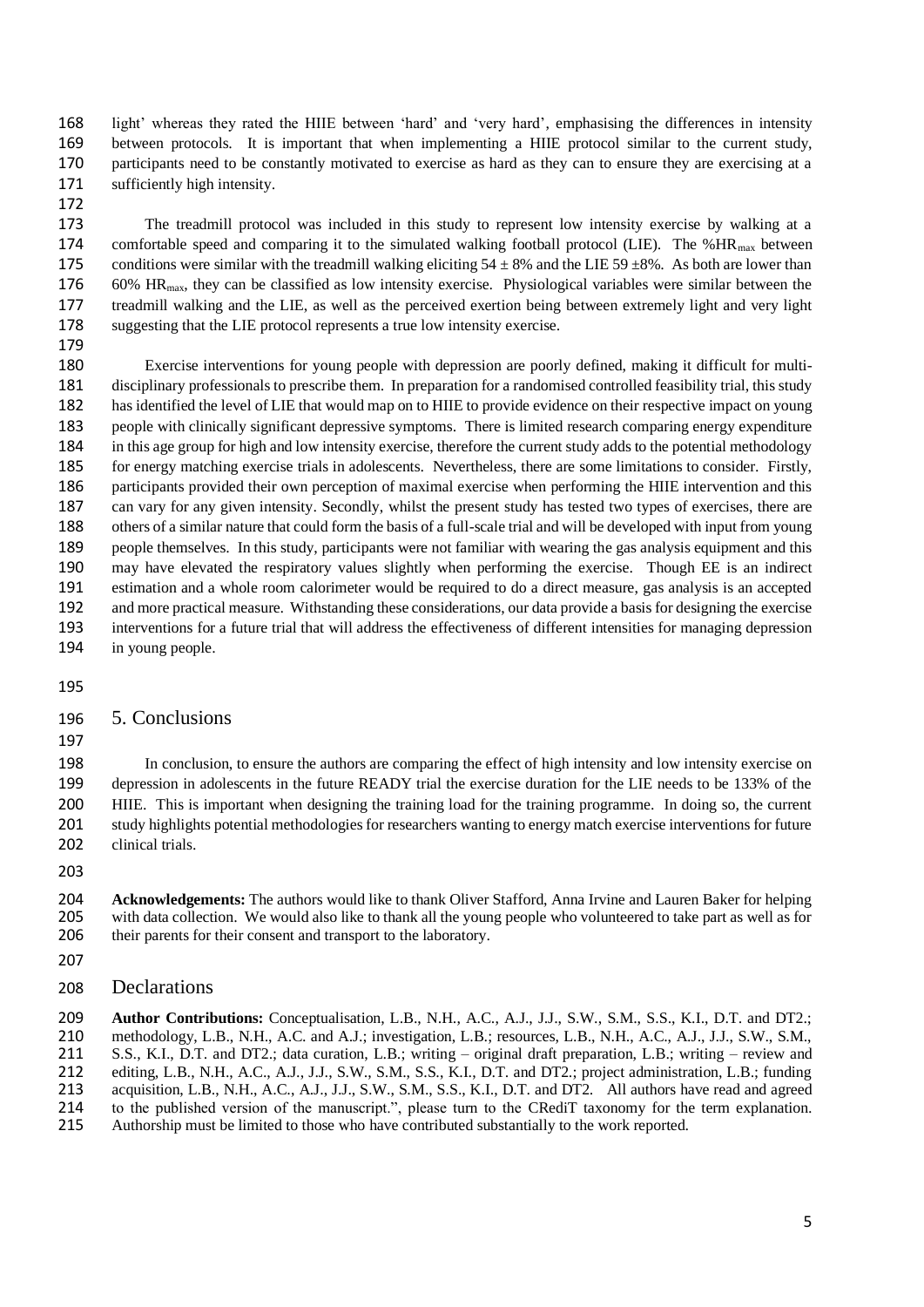light' whereas they rated the HIIE between 'hard' and 'very hard', emphasising the differences in intensity between protocols. It is important that when implementing a HIIE protocol similar to the current study, participants need to be constantly motivated to exercise as hard as they can to ensure they are exercising at a sufficiently high intensity.

The treadmill protocol was included in this study to represent low intensity exercise by walking at a comfortable speed and comparing it to the simulated walking football protocol (LIE). The $\%HR_{max}$ between conditions were similar with the treadmill walking eliciting $54 \pm 8\%$ and the LIE $59 \pm 8\%$. As both are lower than 60% $HR_{max}$, they can be classified as low intensity exercise. Physiological variables were similar between the treadmill walking and the LIE, as well as the perceived exertion being between extremely light and very light suggesting that the LIE protocol represents a true low intensity exercise.

Exercise interventions for young people with depression are poorly defined, making it difficult for multi-disciplinary professionals to prescribe them. In preparation for a randomised controlled feasibility trial, this study has identified the level of LIE that would map on to HIIE to provide evidence on their respective impact on young people with clinically significant depressive symptoms. There is limited research comparing energy expenditure in this age group for high and low intensity exercise, therefore the current study adds to the potential methodology for energy matching exercise trials in adolescents. Nevertheless, there are some limitations to consider. Firstly, participants provided their own perception of maximal exercise when performing the HIIE intervention and this can vary for any given intensity. Secondly, whilst the present study has tested two types of exercises, there are others of a similar nature that could form the basis of a full-scale trial and will be developed with input from young people themselves. In this study, participants were not familiar with wearing the gas analysis equipment and this may have elevated the respiratory values slightly when performing the exercise. Though EE is an indirect estimation and a whole room calorimeter would be required to do a direct measure, gas analysis is an accepted and more practical measure. Withstanding these considerations, our data provide a basis for designing the exercise interventions for a future trial that will address the effectiveness of different intensities for managing depression in young people.

# 5. Conclusions

In conclusion, to ensure the authors are comparing the effect of high intensity and low intensity exercise on depression in adolescents in the future READY trial the exercise duration for the LIE needs to be 133% of the HIIE. This is important when designing the training load for the training programme. In doing so, the current study highlights potential methodologies for researchers wanting to energy match exercise interventions for future clinical trials.

**Acknowledgements:** The authors would like to thank Oliver Stafford, Anna Irvine and Lauren Baker for helping with data collection. We would also like to thank all the young people who volunteered to take part as well as for their parents for their consent and transport to the laboratory.

# Declarations

**Author Contributions:** Conceptualisation, L.B., N.H., A.C., A.J., J.J., S.W., S.M., S.S., K.I., D.T. and DT2.; methodology, L.B., N.H., A.C. and A.J.; investigation, L.B.; resources, L.B., N.H., A.C., A.J., J.J., S.W., S.M., S.S., K.I., D.T. and DT2.; data curation, L.B.; writing – original draft preparation, L.B.; writing – review and editing, L.B., N.H., A.C., A.J., J.J., S.W., S.M., S.S., K.I., D.T. and DT2.; project administration, L.B.; funding acquisition, L.B., N.H., A.C., A.J., J.J., S.W., S.M., S.S., K.I., D.T. and DT2. All authors have read and agreed to the published version of the manuscript.", please turn to the CRediT taxonomy for the term explanation. Authorship must be limited to those who have contributed substantially to the work reported.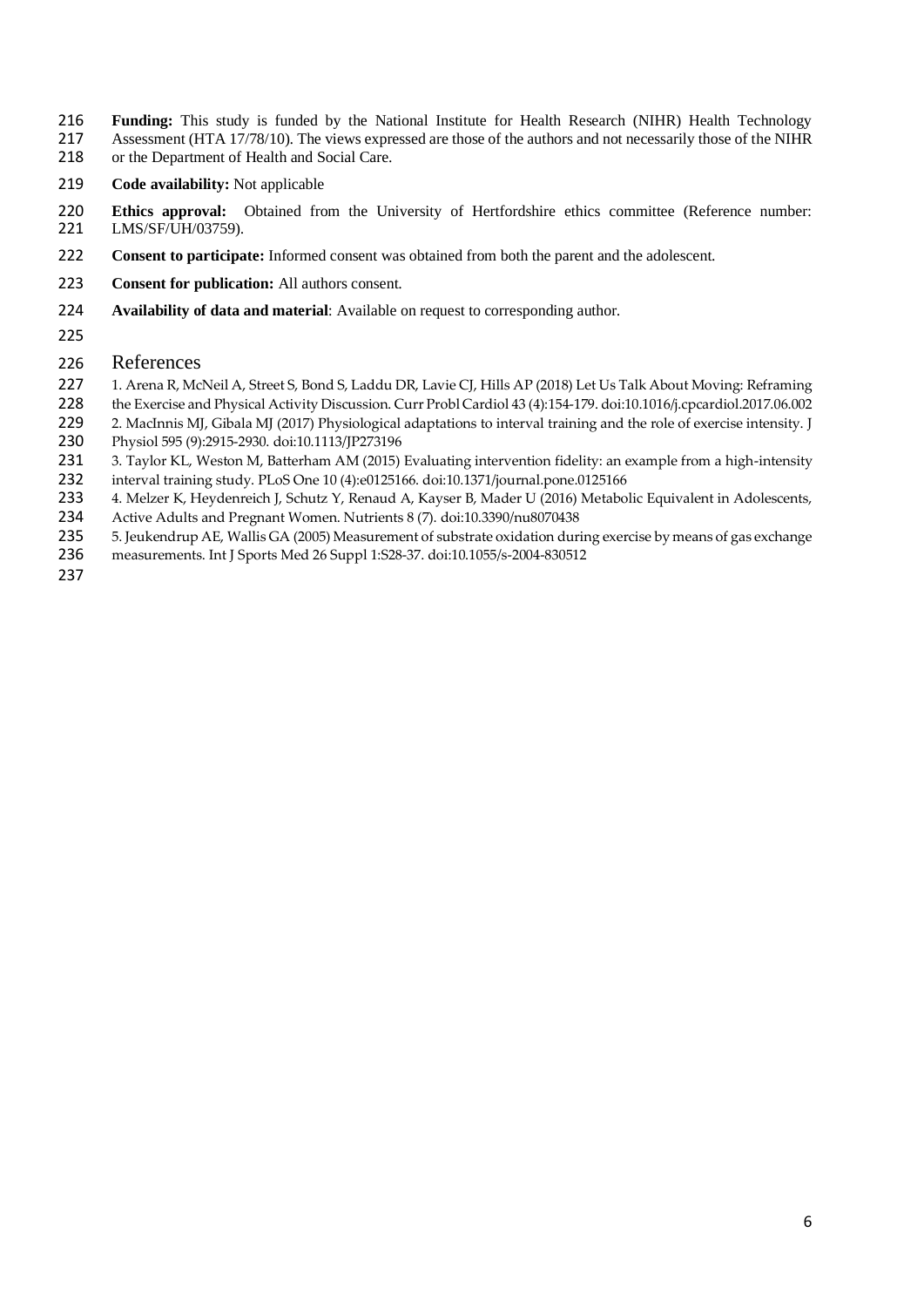**Funding:** This study is funded by the National Institute for Health Research (NIHR) Health Technology Assessment (HTA 17/78/10). The views expressed are those of the authors and not necessarily those of the NIHR or the Department of Health and Social Care.

**Code availability:** Not applicable

**Ethics approval:** Obtained from the University of Hertfordshire ethics committee (Reference number: LMS/SF/UH/03759).

**Consent to participate:** Informed consent was obtained from both the parent and the adolescent.

**Consent for publication:** All authors consent.

**Availability of data and material**: Available on request to corresponding author.

# References

1. Arena R, McNeil A, Street S, Bond S, Laddu DR, Lavie CJ, Hills AP (2018) Let Us Talk About Moving: Reframing the Exercise and Physical Activity Discussion. Curr Probl Cardiol 43 (4):154-179. doi:10.1016/j.cpcardiol.2017.06.002
2. MacInnis MJ, Gibala MJ (2017) Physiological adaptations to interval training and the role of exercise intensity. J Physiol 595 (9):2915-2930. doi:10.1113/JP273196
3. Taylor KL, Weston M, Batterham AM (2015) Evaluating intervention fidelity: an example from a high-intensity interval training study. PLoS One 10 (4):e0125166. doi:10.1371/journal.pone.0125166
4. Melzer K, Heydenreich J, Schutz Y, Renaud A, Kayser B, Mader U (2016) Metabolic Equivalent in Adolescents, Active Adults and Pregnant Women. Nutrients 8 (7). doi:10.3390/nu8070438
5. Jeukendrup AE, Wallis GA (2005) Measurement of substrate oxidation during exercise by means of gas exchange measurements. Int J Sports Med 26 Suppl 1:S28-37. doi:10.1055/s-2004-830512